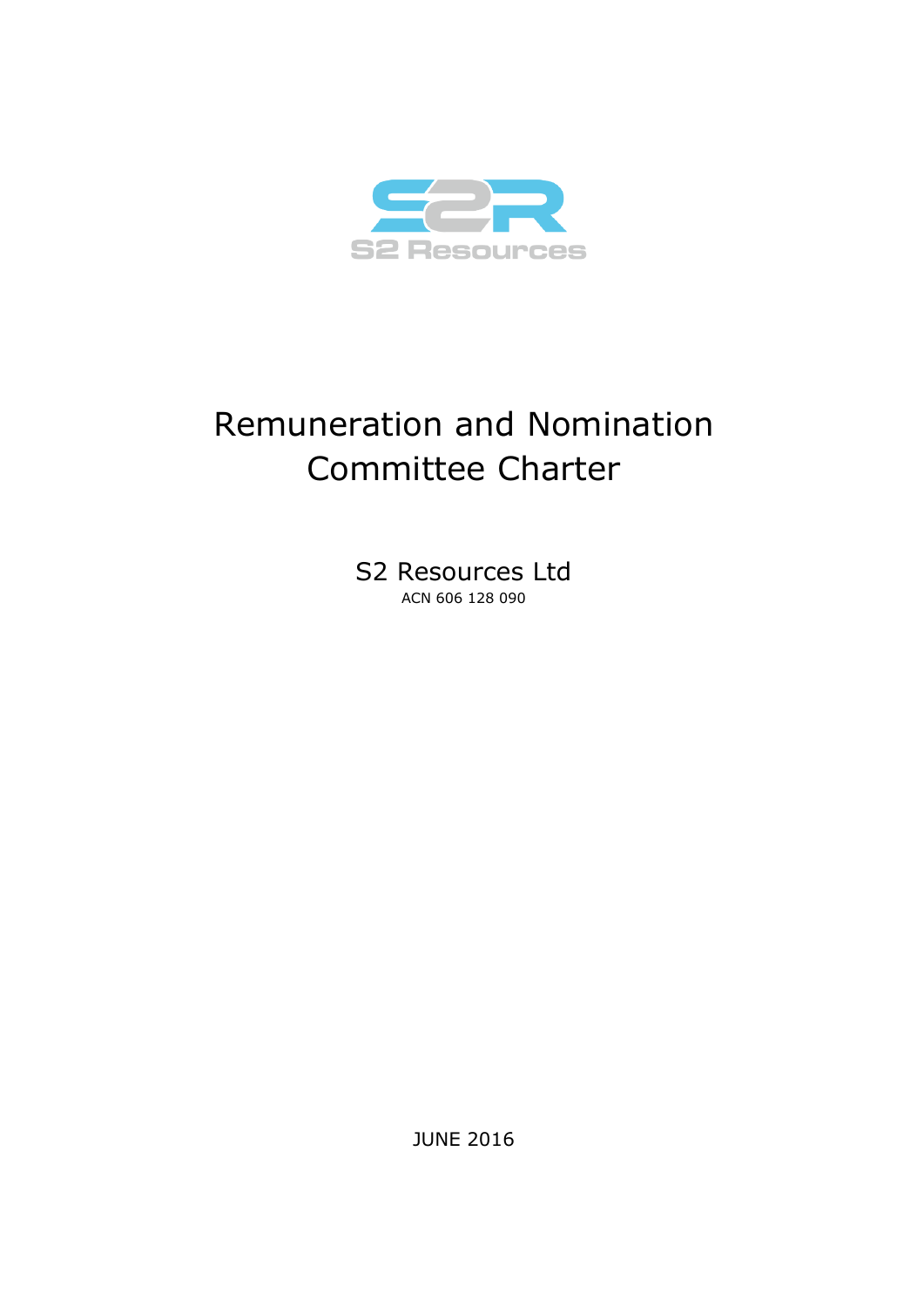S2 Resources

# Remuneration and Nomination Committee Charter

S2 Resources Ltd

ACN 606 128 090

JUNE 2016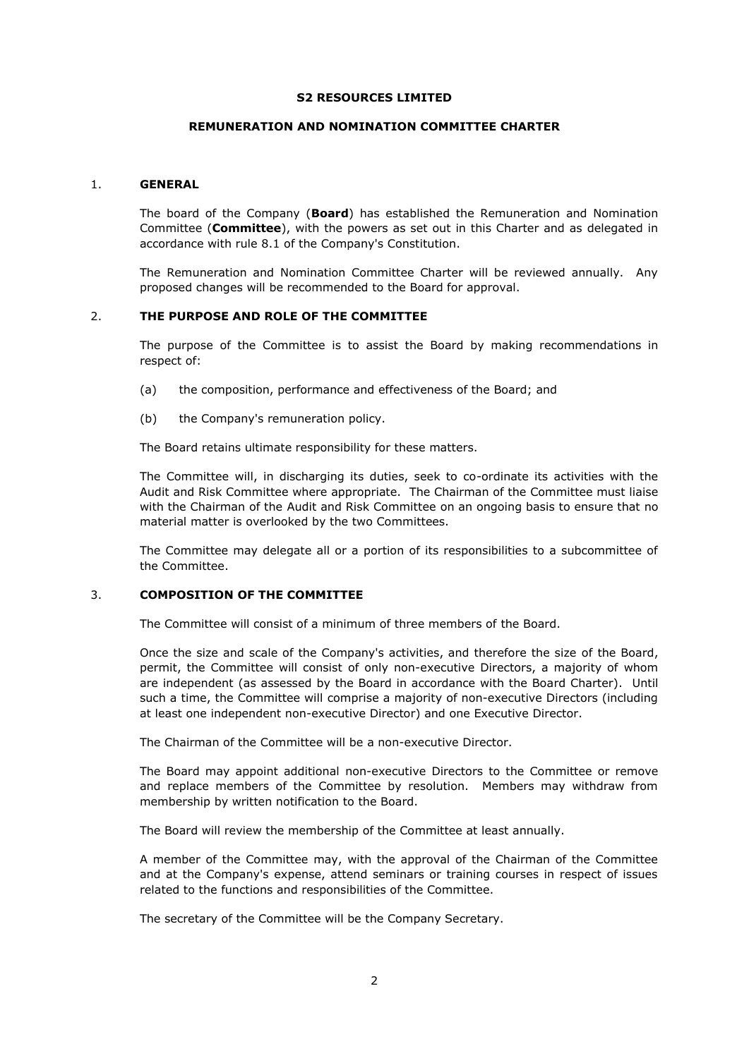**S2 RESOURCES LIMITED**

**REMUNERATION AND NOMINATION COMMITTEE CHARTER**

## 1. GENERAL

The board of the Company (**Board**) has established the Remuneration and Nomination Committee (**Committee**), with the powers as set out in this Charter and as delegated in accordance with rule 8.1 of the Company's Constitution.

The Remuneration and Nomination Committee Charter will be reviewed annually. Any proposed changes will be recommended to the Board for approval.

## 2. THE PURPOSE AND ROLE OF THE COMMITTEE

The purpose of the Committee is to assist the Board by making recommendations in respect of:

(a) the composition, performance and effectiveness of the Board; and

(b) the Company's remuneration policy.

The Board retains ultimate responsibility for these matters.

The Committee will, in discharging its duties, seek to co-ordinate its activities with the Audit and Risk Committee where appropriate. The Chairman of the Committee must liaise with the Chairman of the Audit and Risk Committee on an ongoing basis to ensure that no material matter is overlooked by the two Committees.

The Committee may delegate all or a portion of its responsibilities to a subcommittee of the Committee.

## 3. COMPOSITION OF THE COMMITTEE

The Committee will consist of a minimum of three members of the Board.

Once the size and scale of the Company's activities, and therefore the size of the Board, permit, the Committee will consist of only non-executive Directors, a majority of whom are independent (as assessed by the Board in accordance with the Board Charter). Until such a time, the Committee will comprise a majority of non-executive Directors (including at least one independent non-executive Director) and one Executive Director.

The Chairman of the Committee will be a non-executive Director.

The Board may appoint additional non-executive Directors to the Committee or remove and replace members of the Committee by resolution. Members may withdraw from membership by written notification to the Board.

The Board will review the membership of the Committee at least annually.

A member of the Committee may, with the approval of the Chairman of the Committee and at the Company's expense, attend seminars or training courses in respect of issues related to the functions and responsibilities of the Committee.

The secretary of the Committee will be the Company Secretary.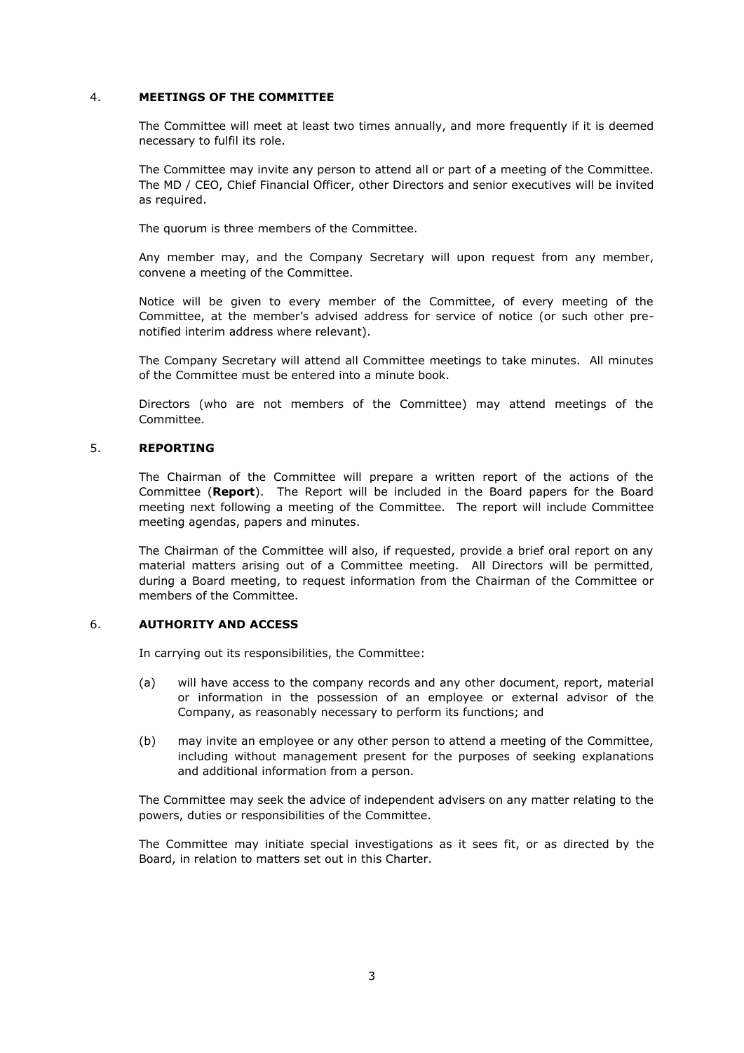## 4. MEETINGS OF THE COMMITTEE

The Committee will meet at least two times annually, and more frequently if it is deemed necessary to fulfil its role.

The Committee may invite any person to attend all or part of a meeting of the Committee. The MD / CEO, Chief Financial Officer, other Directors and senior executives will be invited as required.

The quorum is three members of the Committee.

Any member may, and the Company Secretary will upon request from any member, convene a meeting of the Committee.

Notice will be given to every member of the Committee, of every meeting of the Committee, at the member's advised address for service of notice (or such other pre-notified interim address where relevant).

The Company Secretary will attend all Committee meetings to take minutes. All minutes of the Committee must be entered into a minute book.

Directors (who are not members of the Committee) may attend meetings of the Committee.

## 5. REPORTING

The Chairman of the Committee will prepare a written report of the actions of the Committee (**Report**). The Report will be included in the Board papers for the Board meeting next following a meeting of the Committee. The report will include Committee meeting agendas, papers and minutes.

The Chairman of the Committee will also, if requested, provide a brief oral report on any material matters arising out of a Committee meeting. All Directors will be permitted, during a Board meeting, to request information from the Chairman of the Committee or members of the Committee.

## 6. AUTHORITY AND ACCESS

In carrying out its responsibilities, the Committee:

(a) will have access to the company records and any other document, report, material or information in the possession of an employee or external advisor of the Company, as reasonably necessary to perform its functions; and

(b) may invite an employee or any other person to attend a meeting of the Committee, including without management present for the purposes of seeking explanations and additional information from a person.

The Committee may seek the advice of independent advisers on any matter relating to the powers, duties or responsibilities of the Committee.

The Committee may initiate special investigations as it sees fit, or as directed by the Board, in relation to matters set out in this Charter.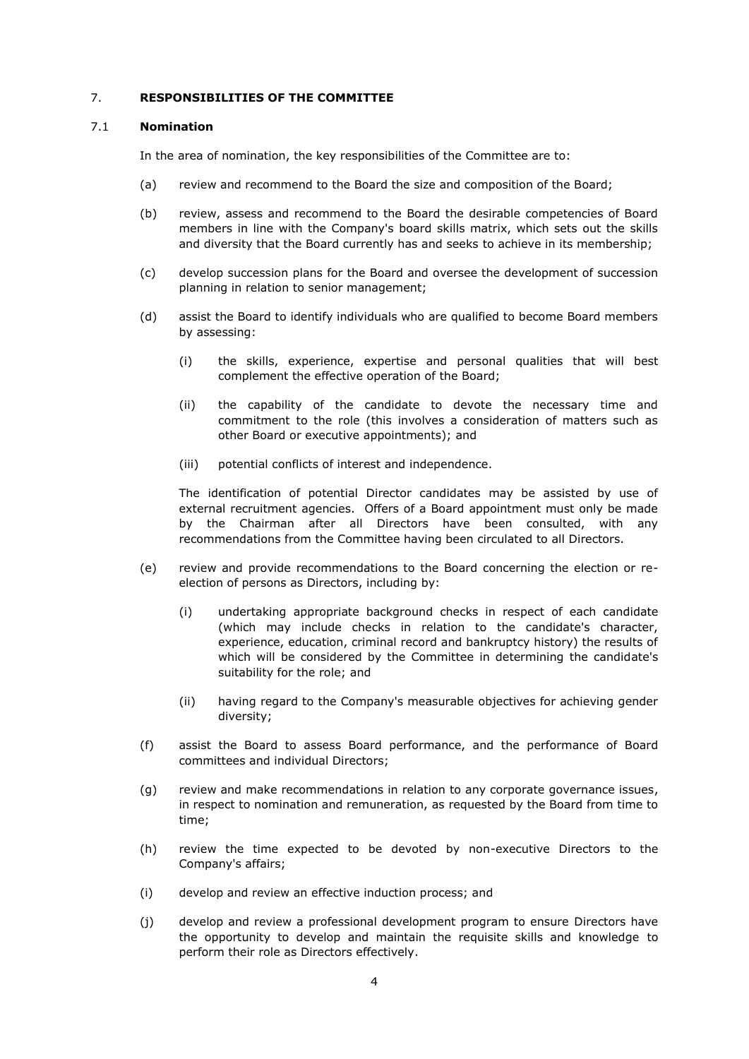## 7. RESPONSIBILITIES OF THE COMMITTEE

### 7.1 Nomination

In the area of nomination, the key responsibilities of the Committee are to:

(a) review and recommend to the Board the size and composition of the Board;

(b) review, assess and recommend to the Board the desirable competencies of Board members in line with the Company's board skills matrix, which sets out the skills and diversity that the Board currently has and seeks to achieve in its membership;

(c) develop succession plans for the Board and oversee the development of succession planning in relation to senior management;

(d) assist the Board to identify individuals who are qualified to become Board members by assessing:

   (i) the skills, experience, expertise and personal qualities that will best complement the effective operation of the Board;

   (ii) the capability of the candidate to devote the necessary time and commitment to the role (this involves a consideration of matters such as other Board or executive appointments); and

   (iii) potential conflicts of interest and independence.

   The identification of potential Director candidates may be assisted by use of external recruitment agencies. Offers of a Board appointment must only be made by the Chairman after all Directors have been consulted, with any recommendations from the Committee having been circulated to all Directors.

(e) review and provide recommendations to the Board concerning the election or re-election of persons as Directors, including by:

   (i) undertaking appropriate background checks in respect of each candidate (which may include checks in relation to the candidate's character, experience, education, criminal record and bankruptcy history) the results of which will be considered by the Committee in determining the candidate's suitability for the role; and

   (ii) having regard to the Company's measurable objectives for achieving gender diversity;

(f) assist the Board to assess Board performance, and the performance of Board committees and individual Directors;

(g) review and make recommendations in relation to any corporate governance issues, in respect to nomination and remuneration, as requested by the Board from time to time;

(h) review the time expected to be devoted by non-executive Directors to the Company's affairs;

(i) develop and review an effective induction process; and

(j) develop and review a professional development program to ensure Directors have the opportunity to develop and maintain the requisite skills and knowledge to perform their role as Directors effectively.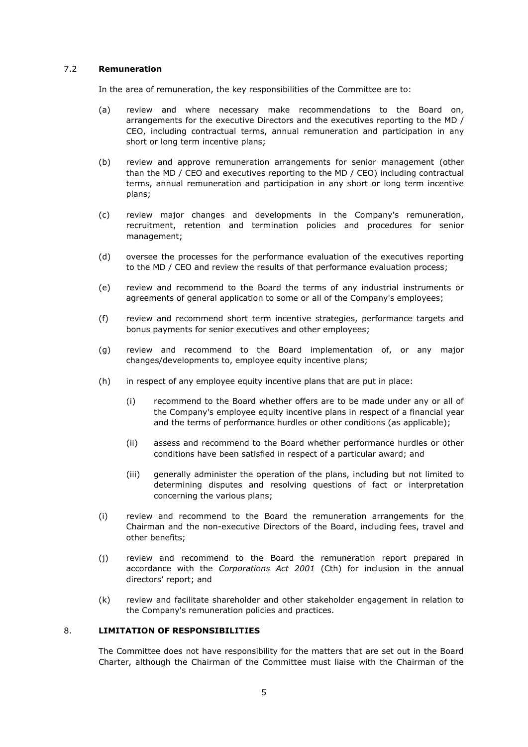### 7.2 **Remuneration**

In the area of remuneration, the key responsibilities of the Committee are to:

(a) review and where necessary make recommendations to the Board on, arrangements for the executive Directors and the executives reporting to the MD / CEO, including contractual terms, annual remuneration and participation in any short or long term incentive plans;

(b) review and approve remuneration arrangements for senior management (other than the MD / CEO and executives reporting to the MD / CEO) including contractual terms, annual remuneration and participation in any short or long term incentive plans;

(c) review major changes and developments in the Company's remuneration, recruitment, retention and termination policies and procedures for senior management;

(d) oversee the processes for the performance evaluation of the executives reporting to the MD / CEO and review the results of that performance evaluation process;

(e) review and recommend to the Board the terms of any industrial instruments or agreements of general application to some or all of the Company's employees;

(f) review and recommend short term incentive strategies, performance targets and bonus payments for senior executives and other employees;

(g) review and recommend to the Board implementation of, or any major changes/developments to, employee equity incentive plans;

(h) in respect of any employee equity incentive plans that are put in place:

   (i) recommend to the Board whether offers are to be made under any or all of the Company's employee equity incentive plans in respect of a financial year and the terms of performance hurdles or other conditions (as applicable);

   (ii) assess and recommend to the Board whether performance hurdles or other conditions have been satisfied in respect of a particular award; and

   (iii) generally administer the operation of the plans, including but not limited to determining disputes and resolving questions of fact or interpretation concerning the various plans;

(i) review and recommend to the Board the remuneration arrangements for the Chairman and the non-executive Directors of the Board, including fees, travel and other benefits;

(j) review and recommend to the Board the remuneration report prepared in accordance with the *Corporations Act 2001* (Cth) for inclusion in the annual directors' report; and

(k) review and facilitate shareholder and other stakeholder engagement in relation to the Company's remuneration policies and practices.

## 8. **LIMITATION OF RESPONSIBILITIES**

The Committee does not have responsibility for the matters that are set out in the Board Charter, although the Chairman of the Committee must liaise with the Chairman of the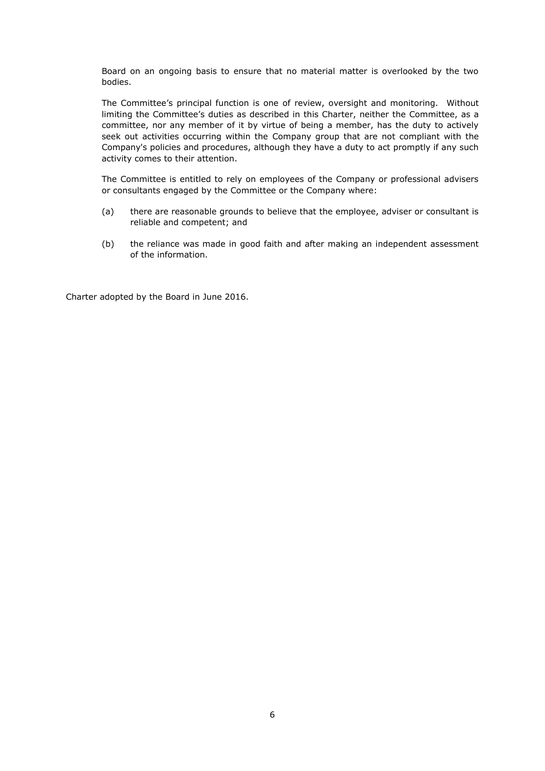Board on an ongoing basis to ensure that no material matter is overlooked by the two bodies.

The Committee's principal function is one of review, oversight and monitoring. Without limiting the Committee's duties as described in this Charter, neither the Committee, as a committee, nor any member of it by virtue of being a member, has the duty to actively seek out activities occurring within the Company group that are not compliant with the Company's policies and procedures, although they have a duty to act promptly if any such activity comes to their attention.

The Committee is entitled to rely on employees of the Company or professional advisers or consultants engaged by the Committee or the Company where:

(a) there are reasonable grounds to believe that the employee, adviser or consultant is reliable and competent; and

(b) the reliance was made in good faith and after making an independent assessment of the information.

Charter adopted by the Board in June 2016.